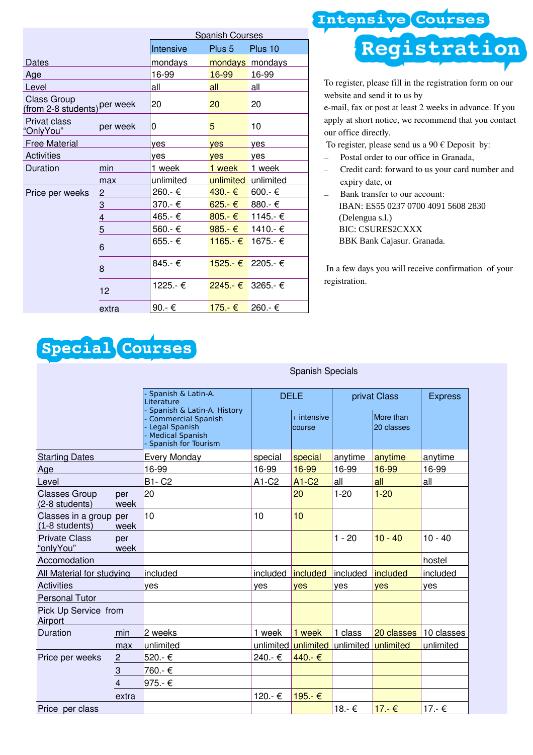# Intensive Courses

| | | Spanish Courses | | |
|---|---|---|---|---|
| | | Intensive | Plus 5 | Plus 10 |
| Dates | | mondays | mondays | mondays |
| Age | | 16-99 | 16-99 | 16-99 |
| Level | | all | all | all |
| Class Group (from 2-8 students) | per week | 20 | 20 | 20 |
| Privat class “OnlyYou” | per week | 0 | 5 | 10 |
| Free Material | | yes | yes | yes |
| Activities | | yes | yes | yes |
| Duration | min | 1 week | 1 week | 1 week |
| | max | unlimited | unlimited | unlimited |
| Price per weeks | 2 | 260.- € | 430.- € | 600.- € |
| | 3 | 370.- € | 625.- € | 880.- € |
| | 4 | 465.- € | 805.- € | 1145.- € |
| | 5 | 560.- € | 985.- € | 1410.- € |
| | 6 | 655.- € | 1165.- € | 1675.- € |
| | 8 | 845.- € | 1525.- € | 2205.- € |
| | 12 | 1225.- € | 2245.- € | 3265.- € |
| | extra | 90.- € | 175.- € | 260.- € |

# Registration

To register, please fill in the registration form on our website and send it to us by e-mail, fax or post at least 2 weeks in advance. If you apply at short notice, we recommend that you contact our office directly.

To register, please send us a 90 € Deposit by:

- Postal order to our office in Granada,
- Credit card: forward to us your card number and expiry date, or
- Bank transfer to our account:
  IBAN: ES55 0237 0700 4091 5608 2830
  (Delengua s.l.)
  BIC: CSURES2CXXX
  BBK Bank Cajasur. Granada.

In a few days you will receive confirmation of your registration.

# Special Courses

| | | Spanish Specials | | | | | |
|---|---|---|---|---|---|---|---|
| | | - Spanish & Latin-A. Literature<br>- Spanish & Latin-A. History<br>- Commercial Spanish<br>- Legal Spanish<br>- Medical Spanish<br>- Spanish for Tourism | DELE | + intensive course | privat Class | More than 20 classes | Express |
| Starting Dates | | Every Monday | special | special | anytime | anytime | anytime |
| Age | | 16-99 | 16-99 | 16-99 | 16-99 | 16-99 | 16-99 |
| Level | | B1- C2 | A1-C2 | A1-C2 | all | all | all |
| Classes Group (2-8 students) | per week | 20 | | 20 | 1-20 | 1-20 | |
| Classes in a group (1-8 students) | per week | 10 | 10 | 10 | | | |
| Private Class “onlyYou” | per week | | | | 1 - 20 | 10 - 40 | 10 - 40 |
| Accomodation | | | | | | | hostel |
| All Material for studying | | included | included | included | included | included | included |
| Activities | | yes | yes | yes | yes | yes | yes |
| Personal Tutor | | | | | | | |
| Pick Up Service from Airport | | | | | | | |
| Duration | min | 2 weeks | 1 week | 1 week | 1 class | 20 classes | 10 classes |
| | max | unlimited | unlimited | unlimited | unlimited | unlimited | unlimited |
| Price per weeks | 2 | 520.- € | 240.- € | 440.- € | | | |
| | 3 | 760.- € | | | | | |
| | 4 | 975.- € | | | | | |
| | extra | | 120.- € | 195.- € | | | |
| Price per class | | | | | 18.- € | 17.- € | 17.- € |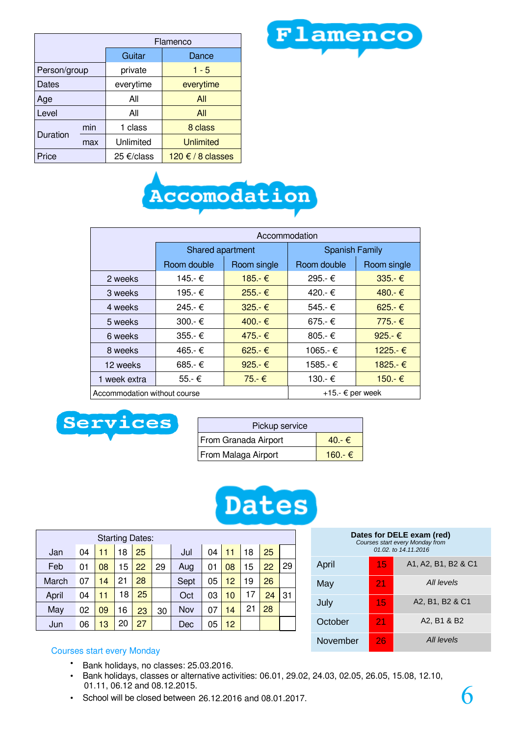| | | Flamenco | |
|---|---|---|---|
| | | Guitar | Dance |
| Person/group | | private | 1 - 5 |
| Dates | | everytime | everytime |
| Age | | All | All |
| Level | | All | All |
| Duration | min | 1 class | 8 class |
| | max | Unlimited | Unlimited |
| Price | | 25 €/class | 120 € / 8 classes |

# Flamenco

# Accomodation

| | Accommodation | | | |
|---|---|---|---|---|
| | Shared apartment | | Spanish Family | |
| | Room double | Room single | Room double | Room single |
| 2 weeks | 145.- € | 185.- € | 295.- € | 335.- € |
| 3 weeks | 195.- € | 255.- € | 420.- € | 480.- € |
| 4 weeks | 245.- € | 325.- € | 545.- € | 625.- € |
| 5 weeks | 300.- € | 400.- € | 675.- € | 775.- € |
| 6 weeks | 355.- € | 475.- € | 805.- € | 925.- € |
| 8 weeks | 465.- € | 625.- € | 1065.- € | 1225.- € |
| 12 weeks | 685.- € | 925.- € | 1585.- € | 1825.- € |
| 1 week extra | 55.- € | 75.- € | 130.- € | 150.- € |
| Accommodation without course | | | +15.- € per week | |

# Services

| Pickup service | |
|---|---|
| From Granada Airport | 40.- € |
| From Malaga Airport | 160.- € |

# Dates

| Starting Dates: | | | | | | | | | | | |
|---|---|---|---|---|---|---|---|---|---|---|---|
| Jan | 04 | 11 | 18 | 25 | | Jul | 04 | 11 | 18 | 25 | |
| Feb | 01 | 08 | 15 | 22 | 29 | Aug | 01 | 08 | 15 | 22 | 29 |
| March | 07 | 14 | 21 | 28 | | Sept | 05 | 12 | 19 | 26 | |
| April | 04 | 11 | 18 | 25 | | Oct | 03 | 10 | 17 | 24 | 31 |
| May | 02 | 09 | 16 | 23 | 30 | Nov | 07 | 14 | 21 | 28 | |
| Jun | 06 | 13 | 20 | 27 | | Dec | 05 | 12 | | | |

**Dates for DELE exam (red)**
*Courses start every Monday from 01.02. to 14.11.2016*

| | | |
|---|---|---|
| April | 15 | A1, A2, B1, B2 & C1 |
| May | 21 | *All levels* |
| July | 15 | A2, B1, B2 & C1 |
| October | 21 | A2, B1 & B2 |
| November | 26 | *All levels* |

Courses start every Monday

- Bank holidays, no classes: 25.03.2016.
- Bank holidays, classes or alternative activities: 06.01, 29.02, 24.03, 02.05, 26.05, 15.08, 12.10, 01.11, 06.12 and 08.12.2015.
- School will be closed between 26.12.2016 and 08.01.2017.